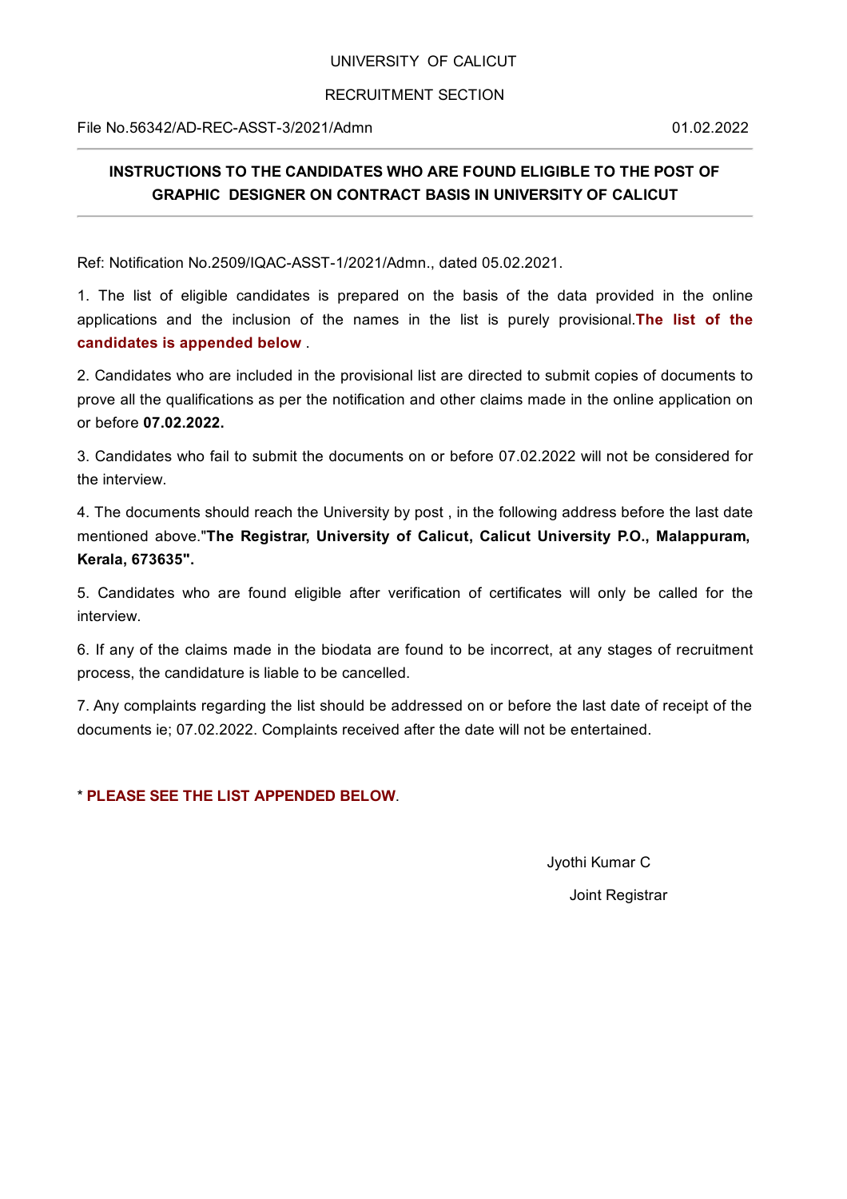UNIVERSITY OF CALICUT

RECRUITMENT SECTION

File No.56342/AD-REC-ASST-3/2021/Admn 01.02.2022

---

## INSTRUCTIONS TO THE CANDIDATES WHO ARE FOUND ELIGIBLE TO THE POST OF GRAPHIC DESIGNER ON CONTRACT BASIS IN UNIVERSITY OF CALICUT

---

Ref: Notification No.2509/IQAC-ASST-1/2021/Admn., dated 05.02.2021.

1. The list of eligible candidates is prepared on the basis of the data provided in the online applications and the inclusion of the names in the list is purely provisional.**The list of the candidates is appended below** .

2. Candidates who are included in the provisional list are directed to submit copies of documents to prove all the qualifications as per the notification and other claims made in the online application on or before **07.02.2022.**

3. Candidates who fail to submit the documents on or before 07.02.2022 will not be considered for the interview.

4. The documents should reach the University by post , in the following address before the last date mentioned above."**The Registrar, University of Calicut, Calicut University P.O., Malappuram, Kerala, 673635".**

5. Candidates who are found eligible after verification of certificates will only be called for the interview.

6. If any of the claims made in the biodata are found to be incorrect, at any stages of recruitment process, the candidature is liable to be cancelled.

7. Any complaints regarding the list should be addressed on or before the last date of receipt of the documents ie; 07.02.2022. Complaints received after the date will not be entertained.

\* **PLEASE SEE THE LIST APPENDED BELOW**.

Jyothi Kumar C

Joint Registrar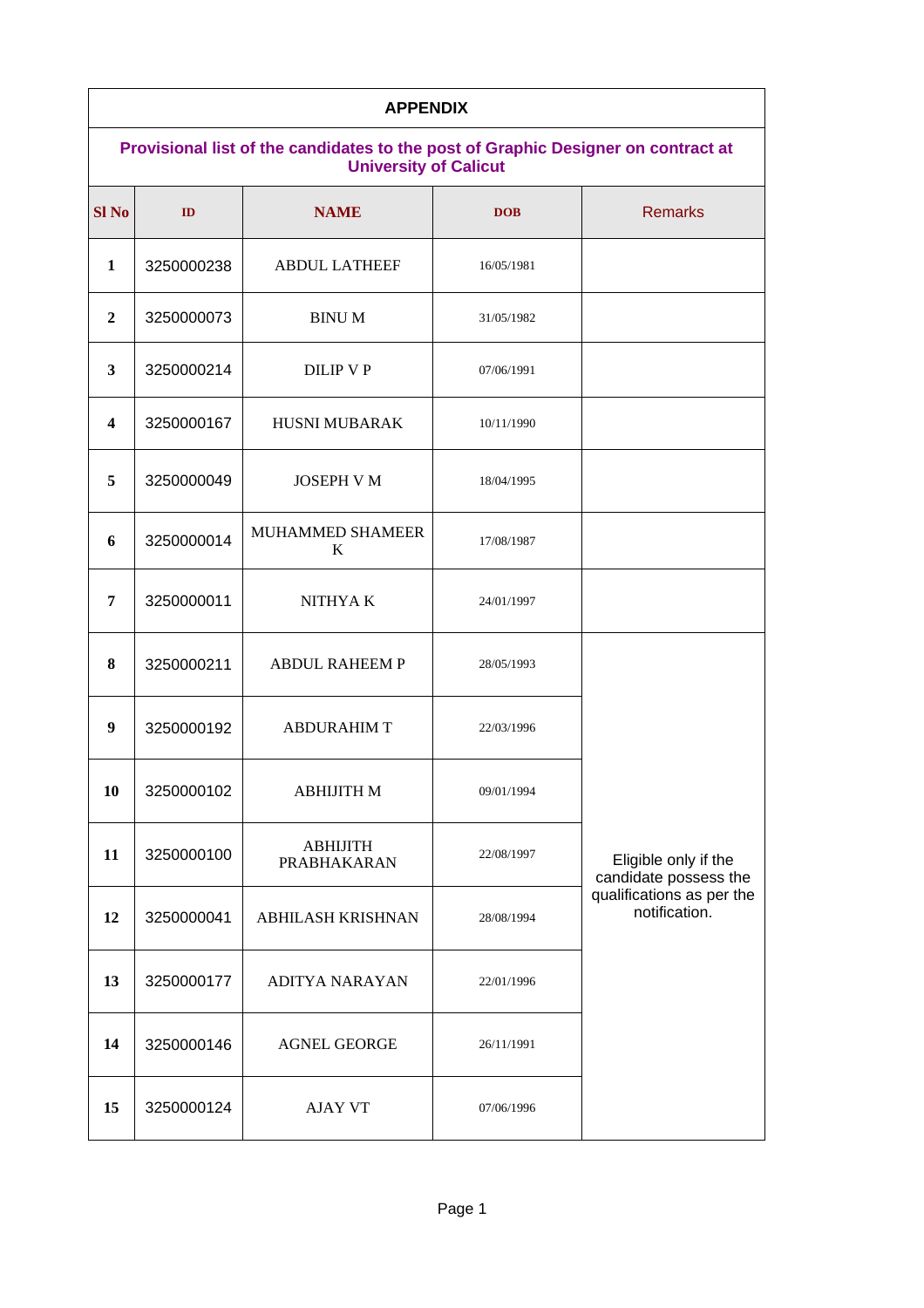| APPENDIX | | | | |
|---|---|---|---|---|
| **Provisional list of the candidates to the post of Graphic Designer on contract at University of Calicut** | | | | |
| **Sl No** | **ID** | **NAME** | **DOB** | Remarks |
| **1** | 3250000238 | ABDUL LATHEEF | 16/05/1981 | |
| **2** | 3250000073 | BINU M | 31/05/1982 | |
| **3** | 3250000214 | DILIP V P | 07/06/1991 | |
| **4** | 3250000167 | HUSNI MUBARAK | 10/11/1990 | |
| **5** | 3250000049 | JOSEPH V M | 18/04/1995 | |
| **6** | 3250000014 | MUHAMMED SHAMEER K | 17/08/1987 | |
| **7** | 3250000011 | NITHYA K | 24/01/1997 | |
| **8** | 3250000211 | ABDUL RAHEEM P | 28/05/1993 | Eligible only if the candidate possess the qualifications as per the notification. |
| **9** | 3250000192 | ABDURAHIM T | 22/03/1996 | |
| **10** | 3250000102 | ABHIJITH M | 09/01/1994 | |
| **11** | 3250000100 | ABHIJITH PRABHAKARAN | 22/08/1997 | |
| **12** | 3250000041 | ABHILASH KRISHNAN | 28/08/1994 | |
| **13** | 3250000177 | ADITYA NARAYAN | 22/01/1996 | |
| **14** | 3250000146 | AGNEL GEORGE | 26/11/1991 | |
| **15** | 3250000124 | AJAY VT | 07/06/1996 | |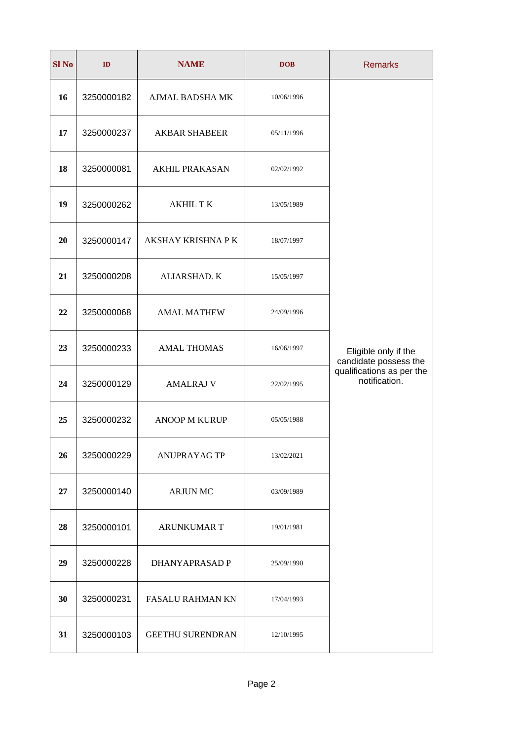| Sl No | ID | NAME | DOB | Remarks |
|---|---|---|---|---|
| 16 | 3250000182 | AJMAL BADSHA MK | 10/06/1996 | Eligible only if the candidate possess the qualifications as per the notification. |
| 17 | 3250000237 | AKBAR SHABEER | 05/11/1996 | |
| 18 | 3250000081 | AKHIL PRAKASAN | 02/02/1992 | |
| 19 | 3250000262 | AKHIL T K | 13/05/1989 | |
| 20 | 3250000147 | AKSHAY KRISHNA P K | 18/07/1997 | |
| 21 | 3250000208 | ALIARSHAD. K | 15/05/1997 | |
| 22 | 3250000068 | AMAL MATHEW | 24/09/1996 | |
| 23 | 3250000233 | AMAL THOMAS | 16/06/1997 | |
| 24 | 3250000129 | AMALRAJ V | 22/02/1995 | |
| 25 | 3250000232 | ANOOP M KURUP | 05/05/1988 | |
| 26 | 3250000229 | ANUPRAYAG TP | 13/02/2021 | |
| 27 | 3250000140 | ARJUN MC | 03/09/1989 | |
| 28 | 3250000101 | ARUNKUMAR T | 19/01/1981 | |
| 29 | 3250000228 | DHANYAPRASAD P | 25/09/1990 | |
| 30 | 3250000231 | FASALU RAHMAN KN | 17/04/1993 | |
| 31 | 3250000103 | GEETHU SURENDRAN | 12/10/1995 | |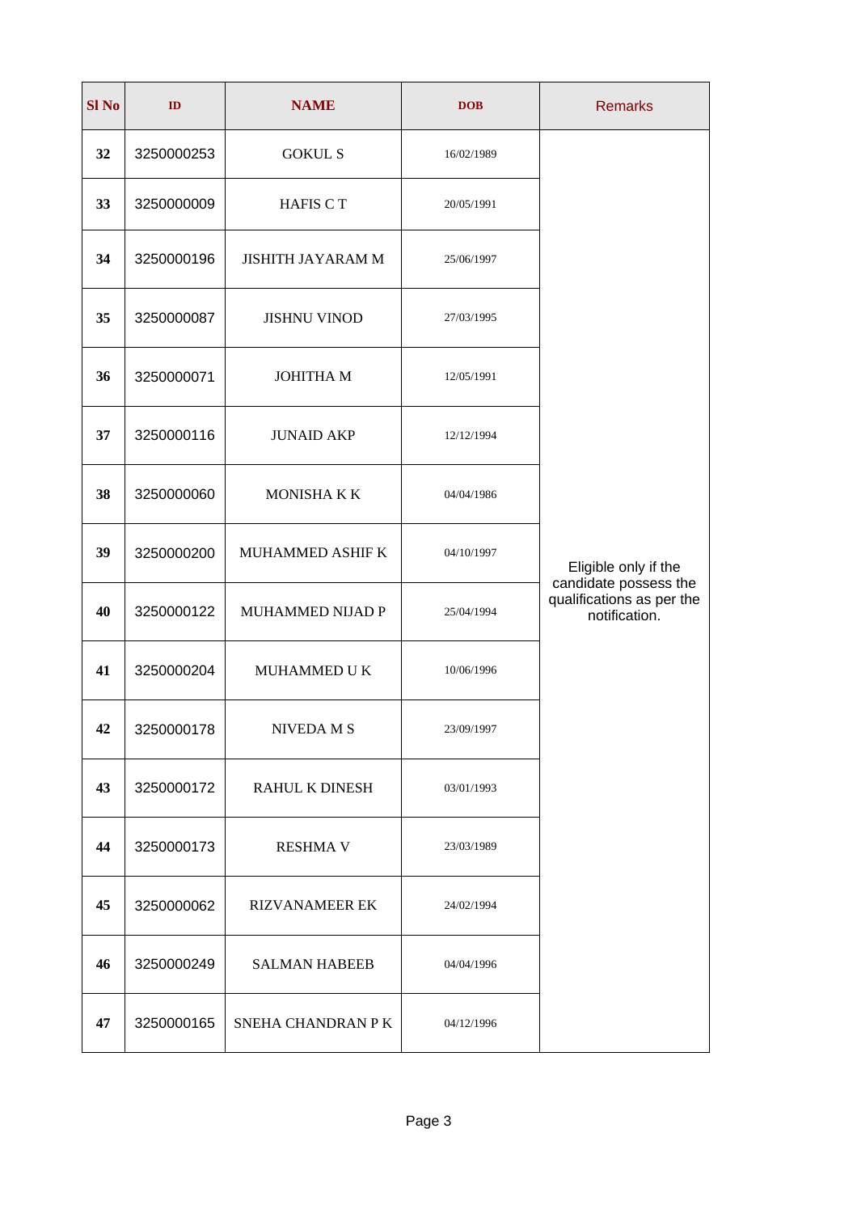| Sl No | ID | NAME | DOB | Remarks |
|---|---|---|---|---|
| 32 | 3250000253 | GOKUL S | 16/02/1989 | Eligible only if the candidate possess the qualifications as per the notification. |
| 33 | 3250000009 | HAFIS C T | 20/05/1991 | |
| 34 | 3250000196 | JISHITH JAYARAM M | 25/06/1997 | |
| 35 | 3250000087 | JISHNU VINOD | 27/03/1995 | |
| 36 | 3250000071 | JOHITHA M | 12/05/1991 | |
| 37 | 3250000116 | JUNAID AKP | 12/12/1994 | |
| 38 | 3250000060 | MONISHA K K | 04/04/1986 | |
| 39 | 3250000200 | MUHAMMED ASHIF K | 04/10/1997 | |
| 40 | 3250000122 | MUHAMMED NIJAD P | 25/04/1994 | |
| 41 | 3250000204 | MUHAMMED U K | 10/06/1996 | |
| 42 | 3250000178 | NIVEDA M S | 23/09/1997 | |
| 43 | 3250000172 | RAHUL K DINESH | 03/01/1993 | |
| 44 | 3250000173 | RESHMA V | 23/03/1989 | |
| 45 | 3250000062 | RIZVANAMEER EK | 24/02/1994 | |
| 46 | 3250000249 | SALMAN HABEEB | 04/04/1996 | |
| 47 | 3250000165 | SNEHA CHANDRAN P K | 04/12/1996 | |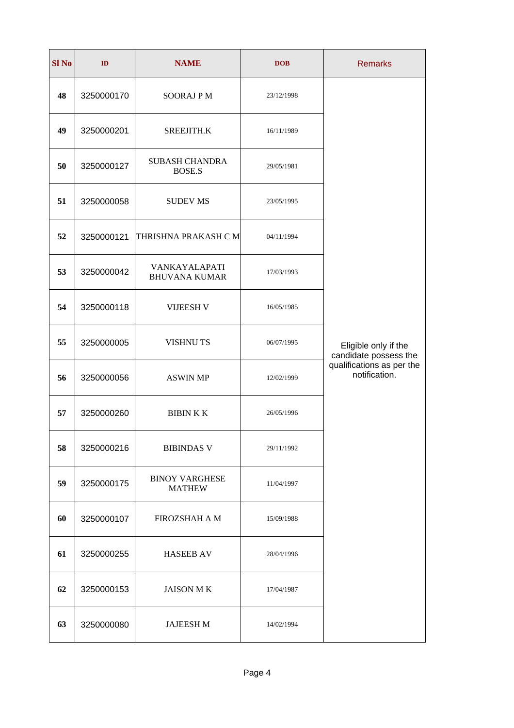| Sl No | ID | NAME | DOB | Remarks |
|---|---|---|---|---|
| 48 | 3250000170 | SOORAJ P M | 23/12/1998 | Eligible only if the candidate possess the qualifications as per the notification. |
| 49 | 3250000201 | SREEJITH.K | 16/11/1989 | |
| 50 | 3250000127 | SUBASH CHANDRA BOSE.S | 29/05/1981 | |
| 51 | 3250000058 | SUDEV MS | 23/05/1995 | |
| 52 | 3250000121 | THRISHNA PRAKASH C M | 04/11/1994 | |
| 53 | 3250000042 | VANKAYALAPATI BHUVANA KUMAR | 17/03/1993 | |
| 54 | 3250000118 | VIJEESH V | 16/05/1985 | |
| 55 | 3250000005 | VISHNU TS | 06/07/1995 | |
| 56 | 3250000056 | ASWIN MP | 12/02/1999 | |
| 57 | 3250000260 | BIBIN K K | 26/05/1996 | |
| 58 | 3250000216 | BIBINDAS V | 29/11/1992 | |
| 59 | 3250000175 | BINOY VARGHESE MATHEW | 11/04/1997 | |
| 60 | 3250000107 | FIROZSHAH A M | 15/09/1988 | |
| 61 | 3250000255 | HASEEB AV | 28/04/1996 | |
| 62 | 3250000153 | JAISON M K | 17/04/1987 | |
| 63 | 3250000080 | JAJEESH M | 14/02/1994 | |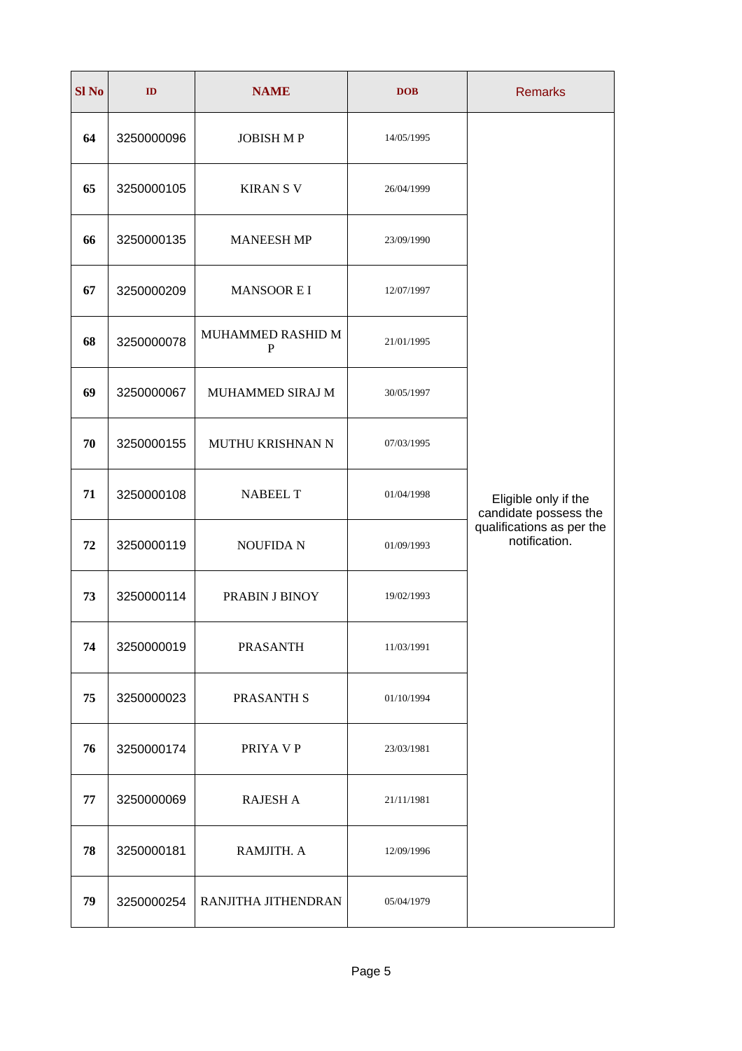| Sl No | ID | NAME | DOB | Remarks |
|---|---|---|---|---|
| 64 | 3250000096 | JOBISH M P | 14/05/1995 | Eligible only if the candidate possess the qualifications as per the notification. |
| 65 | 3250000105 | KIRAN S V | 26/04/1999 | |
| 66 | 3250000135 | MANEESH MP | 23/09/1990 | |
| 67 | 3250000209 | MANSOOR E I | 12/07/1997 | |
| 68 | 3250000078 | MUHAMMED RASHID M P | 21/01/1995 | |
| 69 | 3250000067 | MUHAMMED SIRAJ M | 30/05/1997 | |
| 70 | 3250000155 | MUTHU KRISHNAN N | 07/03/1995 | |
| 71 | 3250000108 | NABEEL T | 01/04/1998 | |
| 72 | 3250000119 | NOUFIDA N | 01/09/1993 | |
| 73 | 3250000114 | PRABIN J BINOY | 19/02/1993 | |
| 74 | 3250000019 | PRASANTH | 11/03/1991 | |
| 75 | 3250000023 | PRASANTH S | 01/10/1994 | |
| 76 | 3250000174 | PRIYA V P | 23/03/1981 | |
| 77 | 3250000069 | RAJESH A | 21/11/1981 | |
| 78 | 3250000181 | RAMJITH. A | 12/09/1996 | |
| 79 | 3250000254 | RANJITHA JITHENDRAN | 05/04/1979 | |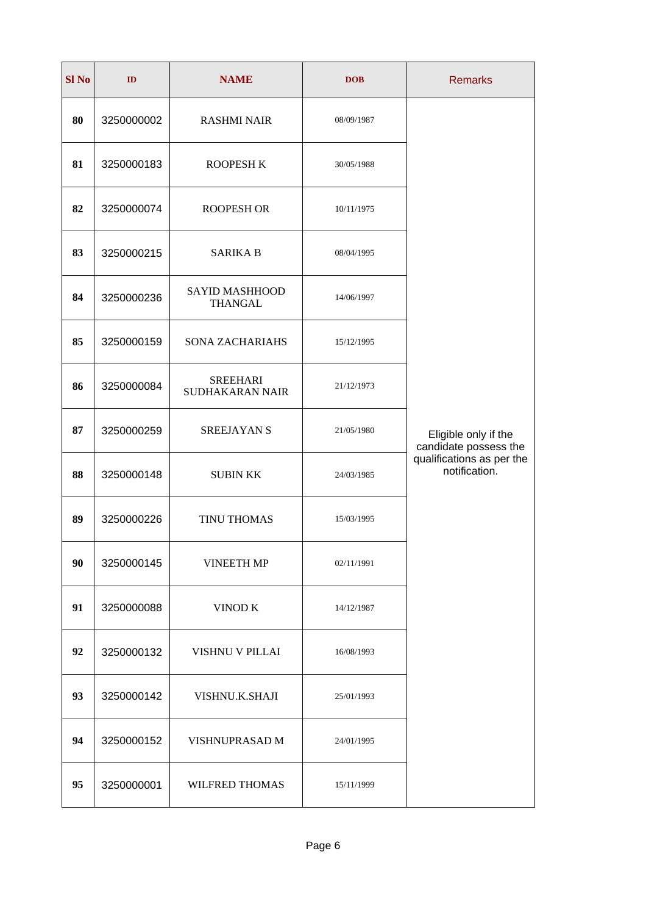| Sl No | ID | NAME | DOB | Remarks |
|---|---|---|---|---|
| 80 | 3250000002 | RASHMI NAIR | 08/09/1987 | Eligible only if the candidate possess the qualifications as per the notification. |
| 81 | 3250000183 | ROOPESH K | 30/05/1988 | |
| 82 | 3250000074 | ROOPESH OR | 10/11/1975 | |
| 83 | 3250000215 | SARIKA B | 08/04/1995 | |
| 84 | 3250000236 | SAYID MASHHOOD THANGAL | 14/06/1997 | |
| 85 | 3250000159 | SONA ZACHARIAHS | 15/12/1995 | |
| 86 | 3250000084 | SREEHARI SUDHAKARAN NAIR | 21/12/1973 | |
| 87 | 3250000259 | SREEJAYAN S | 21/05/1980 | |
| 88 | 3250000148 | SUBIN KK | 24/03/1985 | |
| 89 | 3250000226 | TINU THOMAS | 15/03/1995 | |
| 90 | 3250000145 | VINEETH MP | 02/11/1991 | |
| 91 | 3250000088 | VINOD K | 14/12/1987 | |
| 92 | 3250000132 | VISHNU V PILLAI | 16/08/1993 | |
| 93 | 3250000142 | VISHNU.K.SHAJI | 25/01/1993 | |
| 94 | 3250000152 | VISHNUPRASAD M | 24/01/1995 | |
| 95 | 3250000001 | WILFRED THOMAS | 15/11/1999 | |